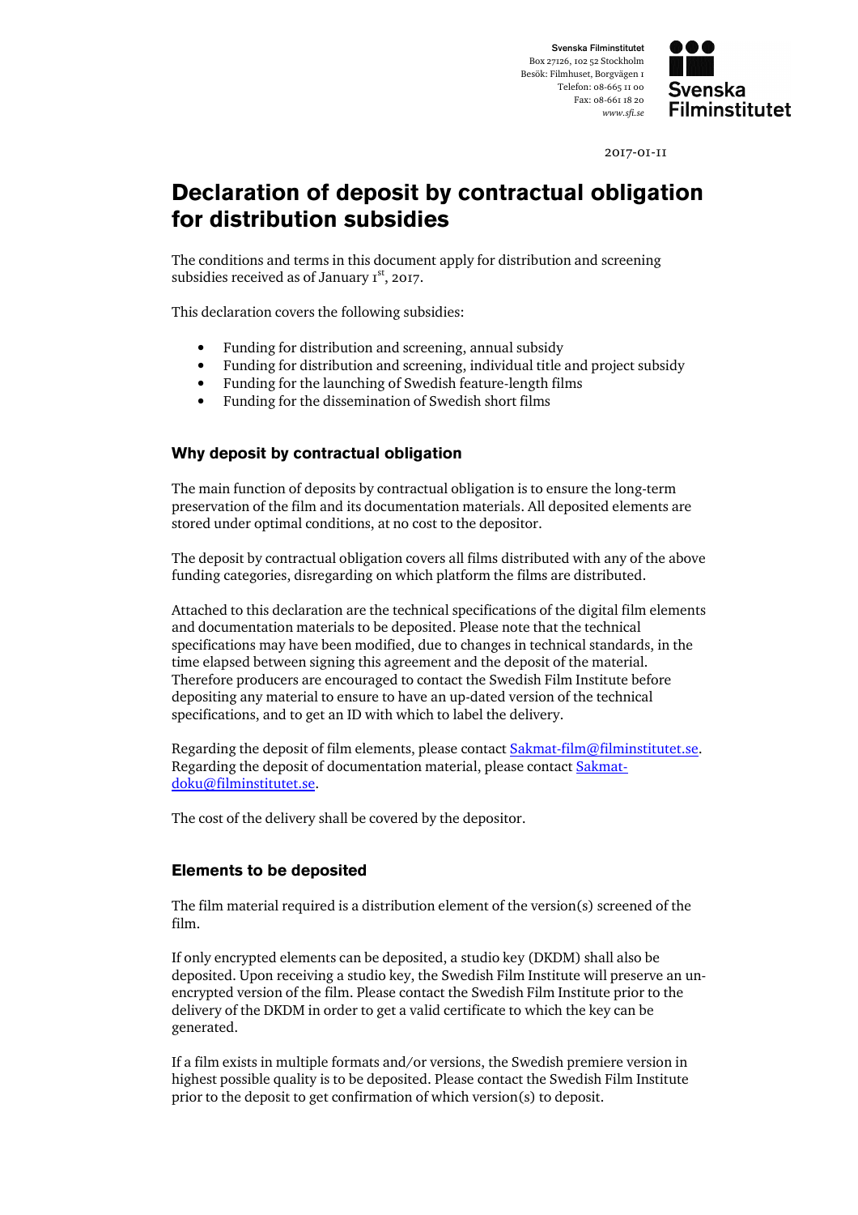Svenska Filminstitutet
Box 27126, 102 52 Stockholm
Besök: Filmhuset, Borgvägen 1
Telefon: 08-665 11 00
Fax: 08-661 18 20
*www.sfi.se*

2017-01-11

# Declaration of deposit by contractual obligation for distribution subsidies

The conditions and terms in this document apply for distribution and screening subsidies received as of January 1st, 2017.

This declaration covers the following subsidies:

- Funding for distribution and screening, annual subsidy
- Funding for distribution and screening, individual title and project subsidy
- Funding for the launching of Swedish feature-length films
- Funding for the dissemination of Swedish short films

## Why deposit by contractual obligation

The main function of deposits by contractual obligation is to ensure the long-term preservation of the film and its documentation materials. All deposited elements are stored under optimal conditions, at no cost to the depositor.

The deposit by contractual obligation covers all films distributed with any of the above funding categories, disregarding on which platform the films are distributed.

Attached to this declaration are the technical specifications of the digital film elements and documentation materials to be deposited. Please note that the technical specifications may have been modified, due to changes in technical standards, in the time elapsed between signing this agreement and the deposit of the material. Therefore producers are encouraged to contact the Swedish Film Institute before depositing any material to ensure to have an up-dated version of the technical specifications, and to get an ID with which to label the delivery.

Regarding the deposit of film elements, please contact Sakmat-film@filminstitutet.se. Regarding the deposit of documentation material, please contact Sakmat-doku@filminstitutet.se.

The cost of the delivery shall be covered by the depositor.

## Elements to be deposited

The film material required is a distribution element of the version(s) screened of the film.

If only encrypted elements can be deposited, a studio key (DKDM) shall also be deposited. Upon receiving a studio key, the Swedish Film Institute will preserve an un-encrypted version of the film. Please contact the Swedish Film Institute prior to the delivery of the DKDM in order to get a valid certificate to which the key can be generated.

If a film exists in multiple formats and/or versions, the Swedish premiere version in highest possible quality is to be deposited. Please contact the Swedish Film Institute prior to the deposit to get confirmation of which version(s) to deposit.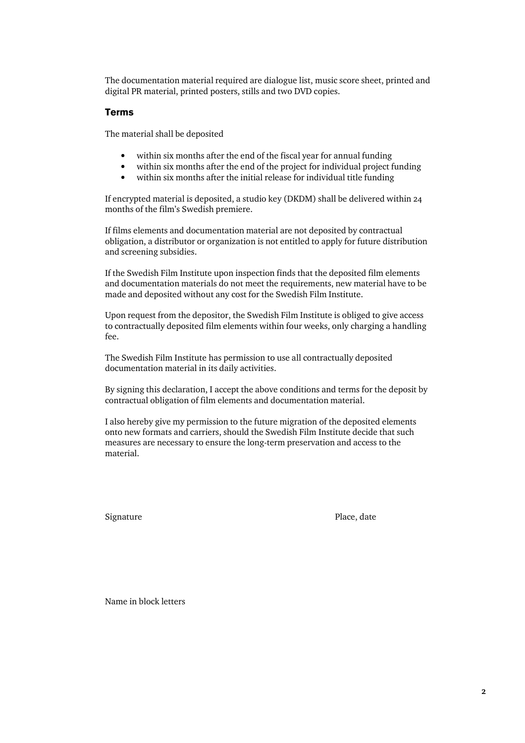The documentation material required are dialogue list, music score sheet, printed and digital PR material, printed posters, stills and two DVD copies.

### Terms

The material shall be deposited

- within six months after the end of the fiscal year for annual funding
- within six months after the end of the project for individual project funding
- within six months after the initial release for individual title funding

If encrypted material is deposited, a studio key (DKDM) shall be delivered within 24 months of the film's Swedish premiere.

If films elements and documentation material are not deposited by contractual obligation, a distributor or organization is not entitled to apply for future distribution and screening subsidies.

If the Swedish Film Institute upon inspection finds that the deposited film elements and documentation materials do not meet the requirements, new material have to be made and deposited without any cost for the Swedish Film Institute.

Upon request from the depositor, the Swedish Film Institute is obliged to give access to contractually deposited film elements within four weeks, only charging a handling fee.

The Swedish Film Institute has permission to use all contractually deposited documentation material in its daily activities.

By signing this declaration, I accept the above conditions and terms for the deposit by contractual obligation of film elements and documentation material.

I also hereby give my permission to the future migration of the deposited elements onto new formats and carriers, should the Swedish Film Institute decide that such measures are necessary to ensure the long-term preservation and access to the material.

Signature

Place, date

Name in block letters